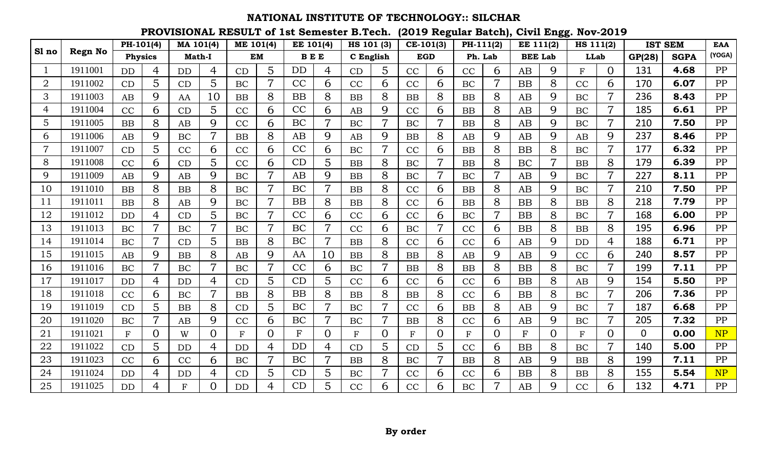# NATIONAL INSTITUTE OF TECHNOLOGY:: SILCHAR

## PROVISIONAL RESULT of 1st Semester B.Tech. (2019 Regular Batch), Civil Engg. Nov-2019

| Sl no | Regn No | PH-101(4) | | MA 101(4) | | ME 101(4) | | EE 101(4) | | HS 101 (3) | | CE-101(3) | | PH-111(2) | | EE 111(2) | | HS 111(2) | | IST SEM | | EAA |
|---|---|---|---|---|---|---|---|---|---|---|---|---|---|---|---|---|---|---|---|---|---|---|
| | | Physics | | Math-I | | EM | | B E E | | C English | | EGD | | Ph. Lab | | BEE Lab | | LLab | | GP(28) | SGPA | (YOGA) |
| 1 | 1911001 | DD | 4 | DD | 4 | CD | 5 | DD | 4 | CD | 5 | CC | 6 | CC | 6 | AB | 9 | F | 0 | 131 | **4.68** | PP |
| 2 | 1911002 | CD | 5 | CD | 5 | BC | 7 | CC | 6 | CC | 6 | CC | 6 | BC | 7 | BB | 8 | CC | 6 | 170 | **6.07** | PP |
| 3 | 1911003 | AB | 9 | AA | 10 | BB | 8 | BB | 8 | BB | 8 | BB | 8 | BB | 8 | AB | 9 | BC | 7 | 236 | **8.43** | PP |
| 4 | 1911004 | CC | 6 | CD | 5 | CC | 6 | CC | 6 | AB | 9 | CC | 6 | BB | 8 | AB | 9 | BC | 7 | 185 | **6.61** | PP |
| 5 | 1911005 | BB | 8 | AB | 9 | CC | 6 | BC | 7 | BC | 7 | BC | 7 | BB | 8 | AB | 9 | BC | 7 | 210 | **7.50** | PP |
| 6 | 1911006 | AB | 9 | BC | 7 | BB | 8 | AB | 9 | AB | 9 | BB | 8 | AB | 9 | AB | 9 | AB | 9 | 237 | **8.46** | PP |
| 7 | 1911007 | CD | 5 | CC | 6 | CC | 6 | CC | 6 | BC | 7 | CC | 6 | BB | 8 | BB | 8 | BC | 7 | 177 | **6.32** | PP |
| 8 | 1911008 | CC | 6 | CD | 5 | CC | 6 | CD | 5 | BB | 8 | BC | 7 | BB | 8 | BC | 7 | BB | 8 | 179 | **6.39** | PP |
| 9 | 1911009 | AB | 9 | AB | 9 | BC | 7 | AB | 9 | BB | 8 | BC | 7 | BC | 7 | AB | 9 | BC | 7 | 227 | **8.11** | PP |
| 10 | 1911010 | BB | 8 | BB | 8 | BC | 7 | BC | 7 | BB | 8 | CC | 6 | BB | 8 | AB | 9 | BC | 7 | 210 | **7.50** | PP |
| 11 | 1911011 | BB | 8 | AB | 9 | BC | 7 | BB | 8 | BB | 8 | CC | 6 | BB | 8 | BB | 8 | BB | 8 | 218 | **7.79** | PP |
| 12 | 1911012 | DD | 4 | CD | 5 | BC | 7 | CC | 6 | CC | 6 | CC | 6 | BC | 7 | BB | 8 | BC | 7 | 168 | **6.00** | PP |
| 13 | 1911013 | BC | 7 | BC | 7 | BC | 7 | BC | 7 | CC | 6 | BC | 7 | CC | 6 | BB | 8 | BB | 8 | 195 | **6.96** | PP |
| 14 | 1911014 | BC | 7 | CD | 5 | BB | 8 | BC | 7 | BB | 8 | CC | 6 | CC | 6 | AB | 9 | DD | 4 | 188 | **6.71** | PP |
| 15 | 1911015 | AB | 9 | BB | 8 | AB | 9 | AA | 10 | BB | 8 | BB | 8 | AB | 9 | AB | 9 | CC | 6 | 240 | **8.57** | PP |
| 16 | 1911016 | BC | 7 | BC | 7 | BC | 7 | CC | 6 | BC | 7 | BB | 8 | BB | 8 | BB | 8 | BC | 7 | 199 | **7.11** | PP |
| 17 | 1911017 | DD | 4 | DD | 4 | CD | 5 | CD | 5 | CC | 6 | CC | 6 | CC | 6 | BB | 8 | AB | 9 | 154 | **5.50** | PP |
| 18 | 1911018 | CC | 6 | BC | 7 | BB | 8 | BB | 8 | BB | 8 | BB | 8 | CC | 6 | BB | 8 | BC | 7 | 206 | **7.36** | PP |
| 19 | 1911019 | CD | 5 | BB | 8 | CD | 5 | BC | 7 | BC | 7 | CC | 6 | BB | 8 | AB | 9 | BC | 7 | 187 | **6.68** | PP |
| 20 | 1911020 | BC | 7 | AB | 9 | CC | 6 | BC | 7 | BC | 7 | BB | 8 | CC | 6 | AB | 9 | BC | 7 | 205 | **7.32** | PP |
| 21 | 1911021 | F | 0 | W | 0 | F | 0 | F | 0 | F | 0 | F | 0 | F | 0 | F | 0 | F | 0 | 0 | **0.00** | NP |
| 22 | 1911022 | CD | 5 | DD | 4 | DD | 4 | DD | 4 | CD | 5 | CD | 5 | CC | 6 | BB | 8 | BC | 7 | 140 | **5.00** | PP |
| 23 | 1911023 | CC | 6 | CC | 6 | BC | 7 | BC | 7 | BB | 8 | BC | 7 | BB | 8 | AB | 9 | BB | 8 | 199 | **7.11** | PP |
| 24 | 1911024 | DD | 4 | DD | 4 | CD | 5 | CD | 5 | BC | 7 | CC | 6 | CC | 6 | BB | 8 | BB | 8 | 155 | **5.54** | NP |
| 25 | 1911025 | DD | 4 | F | 0 | DD | 4 | CD | 5 | CC | 6 | CC | 6 | BC | 7 | AB | 9 | CC | 6 | 132 | **4.71** | PP |

**By order**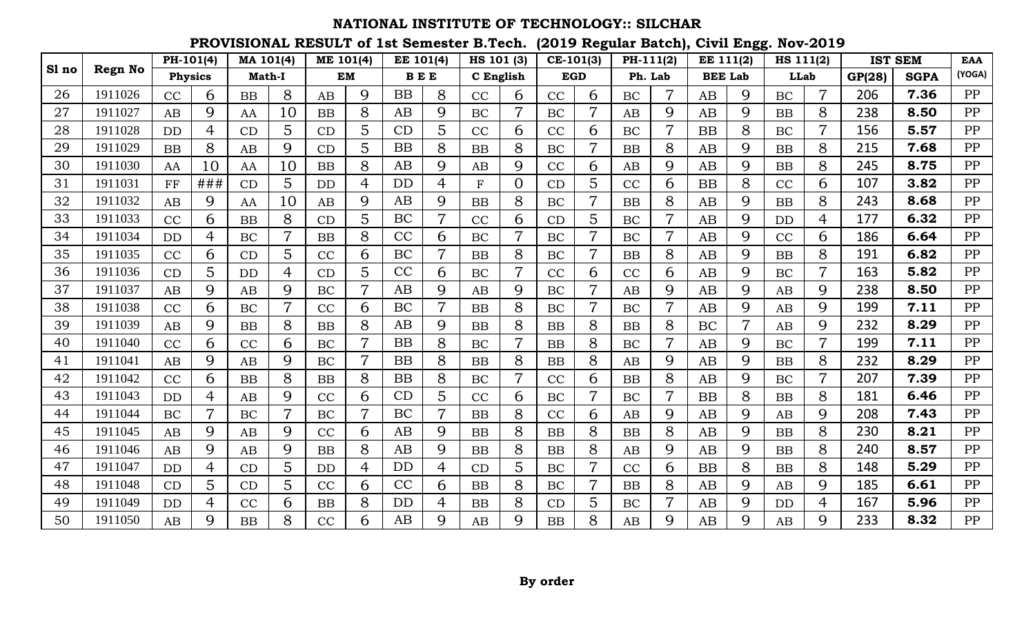# NATIONAL INSTITUTE OF TECHNOLOGY:: SILCHAR

## PROVISIONAL RESULT of 1st Semester B.Tech. (2019 Regular Batch), Civil Engg. Nov-2019

| Sl no | Regn No | PH-101(4) | | MA 101(4) | | ME 101(4) | | EE 101(4) | | HS 101 (3) | | CE-101(3) | | PH-111(2) | | EE 111(2) | | HS 111(2) | | IST SEM | | EAA |
|---|---|---|---|---|---|---|---|---|---|---|---|---|---|---|---|---|---|---|---|---|---|---|
| | | Physics | | Math-I | | EM | | B E E | | C English | | EGD | | Ph. Lab | | BEE Lab | | LLab | | GP(28) | SGPA | (YOGA) |
| 26 | 1911026 | CC | 6 | BB | 8 | AB | 9 | BB | 8 | CC | 6 | CC | 6 | BC | 7 | AB | 9 | BC | 7 | 206 | **7.36** | PP |
| 27 | 1911027 | AB | 9 | AA | 10 | BB | 8 | AB | 9 | BC | 7 | BC | 7 | AB | 9 | AB | 9 | BB | 8 | 238 | **8.50** | PP |
| 28 | 1911028 | DD | 4 | CD | 5 | CD | 5 | CD | 5 | CC | 6 | CC | 6 | BC | 7 | BB | 8 | BC | 7 | 156 | **5.57** | PP |
| 29 | 1911029 | BB | 8 | AB | 9 | CD | 5 | BB | 8 | BB | 8 | BC | 7 | BB | 8 | AB | 9 | BB | 8 | 215 | **7.68** | PP |
| 30 | 1911030 | AA | 10 | AA | 10 | BB | 8 | AB | 9 | AB | 9 | CC | 6 | AB | 9 | AB | 9 | BB | 8 | 245 | **8.75** | PP |
| 31 | 1911031 | FF | ### | CD | 5 | DD | 4 | DD | 4 | F | 0 | CD | 5 | CC | 6 | BB | 8 | CC | 6 | 107 | **3.82** | PP |
| 32 | 1911032 | AB | 9 | AA | 10 | AB | 9 | AB | 9 | BB | 8 | BC | 7 | BB | 8 | AB | 9 | BB | 8 | 243 | **8.68** | PP |
| 33 | 1911033 | CC | 6 | BB | 8 | CD | 5 | BC | 7 | CC | 6 | CD | 5 | BC | 7 | AB | 9 | DD | 4 | 177 | **6.32** | PP |
| 34 | 1911034 | DD | 4 | BC | 7 | BB | 8 | CC | 6 | BC | 7 | BC | 7 | BC | 7 | AB | 9 | CC | 6 | 186 | **6.64** | PP |
| 35 | 1911035 | CC | 6 | CD | 5 | CC | 6 | BC | 7 | BB | 8 | BC | 7 | BB | 8 | AB | 9 | BB | 8 | 191 | **6.82** | PP |
| 36 | 1911036 | CD | 5 | DD | 4 | CD | 5 | CC | 6 | BC | 7 | CC | 6 | CC | 6 | AB | 9 | BC | 7 | 163 | **5.82** | PP |
| 37 | 1911037 | AB | 9 | AB | 9 | BC | 7 | AB | 9 | AB | 9 | BC | 7 | AB | 9 | AB | 9 | AB | 9 | 238 | **8.50** | PP |
| 38 | 1911038 | CC | 6 | BC | 7 | CC | 6 | BC | 7 | BB | 8 | BC | 7 | BC | 7 | AB | 9 | AB | 9 | 199 | **7.11** | PP |
| 39 | 1911039 | AB | 9 | BB | 8 | BB | 8 | AB | 9 | BB | 8 | BB | 8 | BB | 8 | BC | 7 | AB | 9 | 232 | **8.29** | PP |
| 40 | 1911040 | CC | 6 | CC | 6 | BC | 7 | BB | 8 | BC | 7 | BB | 8 | BC | 7 | AB | 9 | BC | 7 | 199 | **7.11** | PP |
| 41 | 1911041 | AB | 9 | AB | 9 | BC | 7 | BB | 8 | BB | 8 | BB | 8 | AB | 9 | AB | 9 | BB | 8 | 232 | **8.29** | PP |
| 42 | 1911042 | CC | 6 | BB | 8 | BB | 8 | BB | 8 | BC | 7 | CC | 6 | BB | 8 | AB | 9 | BC | 7 | 207 | **7.39** | PP |
| 43 | 1911043 | DD | 4 | AB | 9 | CC | 6 | CD | 5 | CC | 6 | BC | 7 | BC | 7 | BB | 8 | BB | 8 | 181 | **6.46** | PP |
| 44 | 1911044 | BC | 7 | BC | 7 | BC | 7 | BC | 7 | BB | 8 | CC | 6 | AB | 9 | AB | 9 | AB | 9 | 208 | **7.43** | PP |
| 45 | 1911045 | AB | 9 | AB | 9 | CC | 6 | AB | 9 | BB | 8 | BB | 8 | BB | 8 | AB | 9 | BB | 8 | 230 | **8.21** | PP |
| 46 | 1911046 | AB | 9 | AB | 9 | BB | 8 | AB | 9 | BB | 8 | BB | 8 | AB | 9 | AB | 9 | BB | 8 | 240 | **8.57** | PP |
| 47 | 1911047 | DD | 4 | CD | 5 | DD | 4 | DD | 4 | CD | 5 | BC | 7 | CC | 6 | BB | 8 | BB | 8 | 148 | **5.29** | PP |
| 48 | 1911048 | CD | 5 | CD | 5 | CC | 6 | CC | 6 | BB | 8 | BC | 7 | BB | 8 | AB | 9 | AB | 9 | 185 | **6.61** | PP |
| 49 | 1911049 | DD | 4 | CC | 6 | BB | 8 | DD | 4 | BB | 8 | CD | 5 | BC | 7 | AB | 9 | DD | 4 | 167 | **5.96** | PP |
| 50 | 1911050 | AB | 9 | BB | 8 | CC | 6 | AB | 9 | AB | 9 | BB | 8 | AB | 9 | AB | 9 | AB | 9 | 233 | **8.32** | PP |

**By order**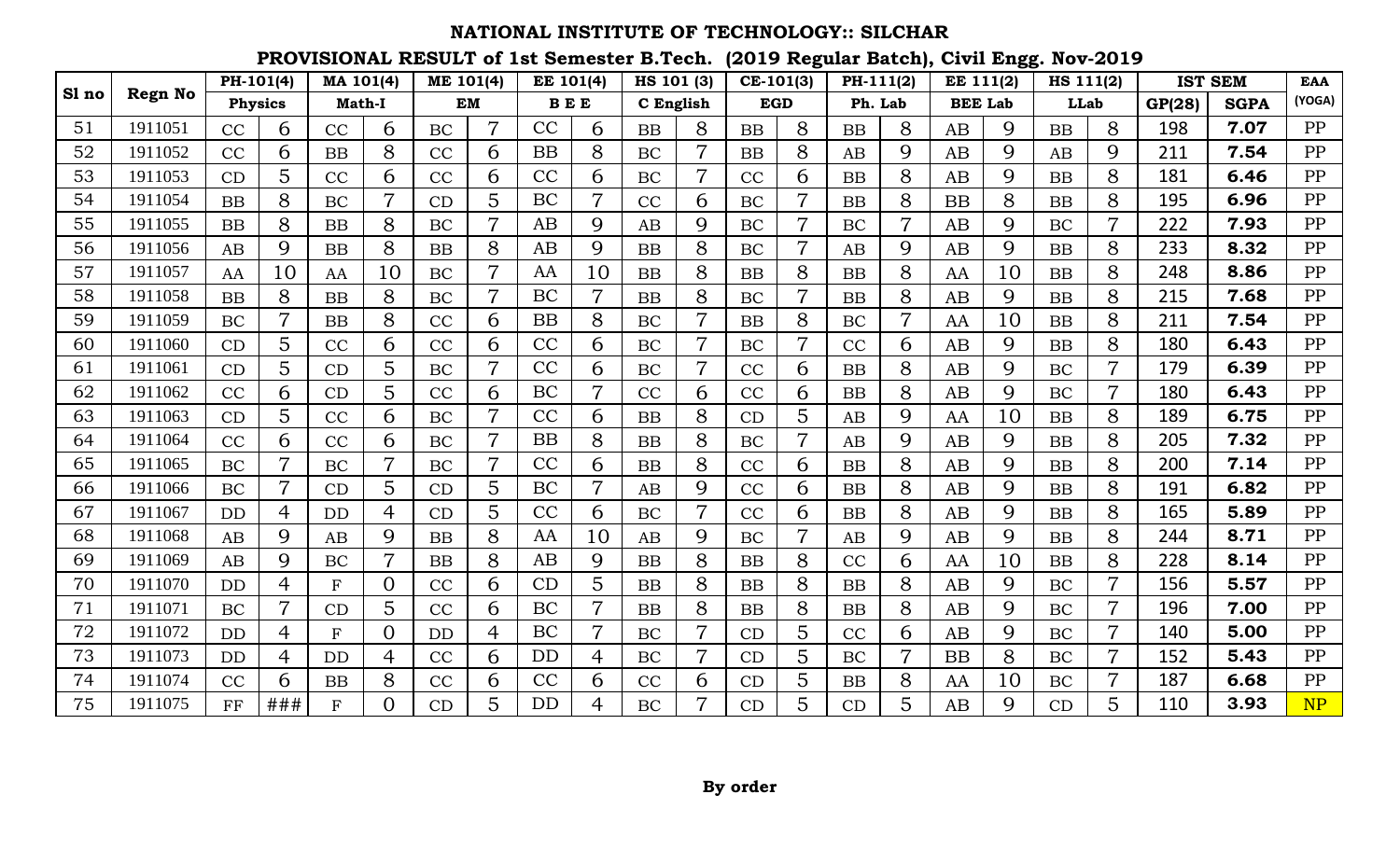# NATIONAL INSTITUTE OF TECHNOLOGY:: SILCHAR

## PROVISIONAL RESULT of 1st Semester B.Tech. (2019 Regular Batch), Civil Engg. Nov-2019

| Sl no | Regn No | PH-101(4) | | MA 101(4) | | ME 101(4) | | EE 101(4) | | HS 101 (3) | | CE-101(3) | | PH-111(2) | | EE 111(2) | | HS 111(2) | | IST SEM | | EAA |
|---|---|---|---|---|---|---|---|---|---|---|---|---|---|---|---|---|---|---|---|---|---|---|
| | | Physics | | Math-I | | EM | | B E E | | C English | | EGD | | Ph. Lab | | BEE Lab | | LLab | | GP(28) | SGPA | (YOGA) |
| 51 | 1911051 | CC | 6 | CC | 6 | BC | 7 | CC | 6 | BB | 8 | BB | 8 | BB | 8 | AB | 9 | BB | 8 | 198 | **7.07** | PP |
| 52 | 1911052 | CC | 6 | BB | 8 | CC | 6 | BB | 8 | BC | 7 | BB | 8 | AB | 9 | AB | 9 | AB | 9 | 211 | **7.54** | PP |
| 53 | 1911053 | CD | 5 | CC | 6 | CC | 6 | CC | 6 | BC | 7 | CC | 6 | BB | 8 | AB | 9 | BB | 8 | 181 | **6.46** | PP |
| 54 | 1911054 | BB | 8 | BC | 7 | CD | 5 | BC | 7 | CC | 6 | BC | 7 | BB | 8 | BB | 8 | BB | 8 | 195 | **6.96** | PP |
| 55 | 1911055 | BB | 8 | BB | 8 | BC | 7 | AB | 9 | AB | 9 | BC | 7 | BC | 7 | AB | 9 | BC | 7 | 222 | **7.93** | PP |
| 56 | 1911056 | AB | 9 | BB | 8 | BB | 8 | AB | 9 | BB | 8 | BC | 7 | AB | 9 | AB | 9 | BB | 8 | 233 | **8.32** | PP |
| 57 | 1911057 | AA | 10 | AA | 10 | BC | 7 | AA | 10 | BB | 8 | BB | 8 | BB | 8 | AA | 10 | BB | 8 | 248 | **8.86** | PP |
| 58 | 1911058 | BB | 8 | BB | 8 | BC | 7 | BC | 7 | BB | 8 | BC | 7 | BB | 8 | AB | 9 | BB | 8 | 215 | **7.68** | PP |
| 59 | 1911059 | BC | 7 | BB | 8 | CC | 6 | BB | 8 | BC | 7 | BB | 8 | BC | 7 | AA | 10 | BB | 8 | 211 | **7.54** | PP |
| 60 | 1911060 | CD | 5 | CC | 6 | CC | 6 | CC | 6 | BC | 7 | BC | 7 | CC | 6 | AB | 9 | BB | 8 | 180 | **6.43** | PP |
| 61 | 1911061 | CD | 5 | CD | 5 | BC | 7 | CC | 6 | BC | 7 | CC | 6 | BB | 8 | AB | 9 | BC | 7 | 179 | **6.39** | PP |
| 62 | 1911062 | CC | 6 | CD | 5 | CC | 6 | BC | 7 | CC | 6 | CC | 6 | BB | 8 | AB | 9 | BC | 7 | 180 | **6.43** | PP |
| 63 | 1911063 | CD | 5 | CC | 6 | BC | 7 | CC | 6 | BB | 8 | CD | 5 | AB | 9 | AA | 10 | BB | 8 | 189 | **6.75** | PP |
| 64 | 1911064 | CC | 6 | CC | 6 | BC | 7 | BB | 8 | BB | 8 | BC | 7 | AB | 9 | AB | 9 | BB | 8 | 205 | **7.32** | PP |
| 65 | 1911065 | BC | 7 | BC | 7 | BC | 7 | CC | 6 | BB | 8 | CC | 6 | BB | 8 | AB | 9 | BB | 8 | 200 | **7.14** | PP |
| 66 | 1911066 | BC | 7 | CD | 5 | CD | 5 | BC | 7 | AB | 9 | CC | 6 | BB | 8 | AB | 9 | BB | 8 | 191 | **6.82** | PP |
| 67 | 1911067 | DD | 4 | DD | 4 | CD | 5 | CC | 6 | BC | 7 | CC | 6 | BB | 8 | AB | 9 | BB | 8 | 165 | **5.89** | PP |
| 68 | 1911068 | AB | 9 | AB | 9 | BB | 8 | AA | 10 | AB | 9 | BC | 7 | AB | 9 | AB | 9 | BB | 8 | 244 | **8.71** | PP |
| 69 | 1911069 | AB | 9 | BC | 7 | BB | 8 | AB | 9 | BB | 8 | BB | 8 | CC | 6 | AA | 10 | BB | 8 | 228 | **8.14** | PP |
| 70 | 1911070 | DD | 4 | F | 0 | CC | 6 | CD | 5 | BB | 8 | BB | 8 | BB | 8 | AB | 9 | BC | 7 | 156 | **5.57** | PP |
| 71 | 1911071 | BC | 7 | CD | 5 | CC | 6 | BC | 7 | BB | 8 | BB | 8 | BB | 8 | AB | 9 | BC | 7 | 196 | **7.00** | PP |
| 72 | 1911072 | DD | 4 | F | 0 | DD | 4 | BC | 7 | BC | 7 | CD | 5 | CC | 6 | AB | 9 | BC | 7 | 140 | **5.00** | PP |
| 73 | 1911073 | DD | 4 | DD | 4 | CC | 6 | DD | 4 | BC | 7 | CD | 5 | BC | 7 | BB | 8 | BC | 7 | 152 | **5.43** | PP |
| 74 | 1911074 | CC | 6 | BB | 8 | CC | 6 | CC | 6 | CC | 6 | CD | 5 | BB | 8 | AA | 10 | BC | 7 | 187 | **6.68** | PP |
| 75 | 1911075 | FF | ### | F | 0 | CD | 5 | DD | 4 | BC | 7 | CD | 5 | CD | 5 | AB | 9 | CD | 5 | 110 | **3.93** | NP |

**By order**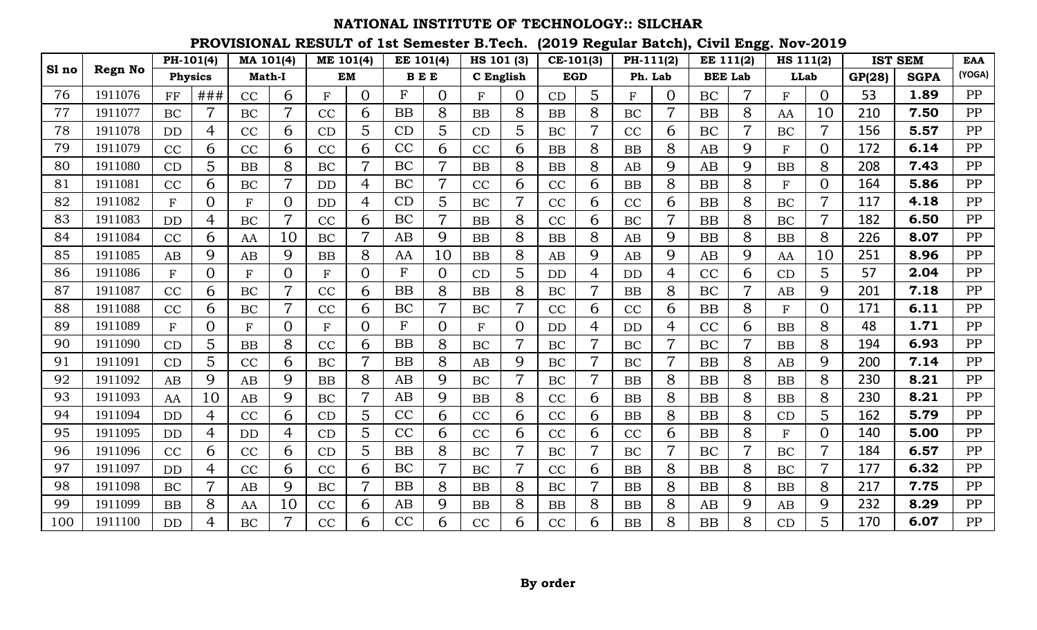# NATIONAL INSTITUTE OF TECHNOLOGY:: SILCHAR

## PROVISIONAL RESULT of 1st Semester B.Tech. (2019 Regular Batch), Civil Engg. Nov-2019

| Sl no | Regn No | PH-101(4) | | MA 101(4) | | ME 101(4) | | EE 101(4) | | HS 101 (3) | | CE-101(3) | | PH-111(2) | | EE 111(2) | | HS 111(2) | | IST SEM | | EAA |
|---|---|---|---|---|---|---|---|---|---|---|---|---|---|---|---|---|---|---|---|---|---|---|
| | | Physics | | Math-I | | EM | | B E E | | C English | | EGD | | Ph. Lab | | BEE Lab | | LLab | | GP(28) | SGPA | (YOGA) |
| 76 | 1911076 | FF | ### | CC | 6 | F | 0 | F | 0 | F | 0 | CD | 5 | F | 0 | BC | 7 | F | 0 | 53 | **1.89** | PP |
| 77 | 1911077 | BC | 7 | BC | 7 | CC | 6 | BB | 8 | BB | 8 | BB | 8 | BC | 7 | BB | 8 | AA | 10 | 210 | **7.50** | PP |
| 78 | 1911078 | DD | 4 | CC | 6 | CD | 5 | CD | 5 | CD | 5 | BC | 7 | CC | 6 | BC | 7 | BC | 7 | 156 | **5.57** | PP |
| 79 | 1911079 | CC | 6 | CC | 6 | CC | 6 | CC | 6 | CC | 6 | BB | 8 | BB | 8 | AB | 9 | F | 0 | 172 | **6.14** | PP |
| 80 | 1911080 | CD | 5 | BB | 8 | BC | 7 | BC | 7 | BB | 8 | BB | 8 | AB | 9 | AB | 9 | BB | 8 | 208 | **7.43** | PP |
| 81 | 1911081 | CC | 6 | BC | 7 | DD | 4 | BC | 7 | CC | 6 | CC | 6 | BB | 8 | BB | 8 | F | 0 | 164 | **5.86** | PP |
| 82 | 1911082 | F | 0 | F | 0 | DD | 4 | CD | 5 | BC | 7 | CC | 6 | CC | 6 | BB | 8 | BC | 7 | 117 | **4.18** | PP |
| 83 | 1911083 | DD | 4 | BC | 7 | CC | 6 | BC | 7 | BB | 8 | CC | 6 | BC | 7 | BB | 8 | BC | 7 | 182 | **6.50** | PP |
| 84 | 1911084 | CC | 6 | AA | 10 | BC | 7 | AB | 9 | BB | 8 | BB | 8 | AB | 9 | BB | 8 | BB | 8 | 226 | **8.07** | PP |
| 85 | 1911085 | AB | 9 | AB | 9 | BB | 8 | AA | 10 | BB | 8 | AB | 9 | AB | 9 | AB | 9 | AA | 10 | 251 | **8.96** | PP |
| 86 | 1911086 | F | 0 | F | 0 | F | 0 | F | 0 | CD | 5 | DD | 4 | DD | 4 | CC | 6 | CD | 5 | 57 | **2.04** | PP |
| 87 | 1911087 | CC | 6 | BC | 7 | CC | 6 | BB | 8 | BB | 8 | BC | 7 | BB | 8 | BC | 7 | AB | 9 | 201 | **7.18** | PP |
| 88 | 1911088 | CC | 6 | BC | 7 | CC | 6 | BC | 7 | BC | 7 | CC | 6 | CC | 6 | BB | 8 | F | 0 | 171 | **6.11** | PP |
| 89 | 1911089 | F | 0 | F | 0 | F | 0 | F | 0 | F | 0 | DD | 4 | DD | 4 | CC | 6 | BB | 8 | 48 | **1.71** | PP |
| 90 | 1911090 | CD | 5 | BB | 8 | CC | 6 | BB | 8 | BC | 7 | BC | 7 | BC | 7 | BC | 7 | BB | 8 | 194 | **6.93** | PP |
| 91 | 1911091 | CD | 5 | CC | 6 | BC | 7 | BB | 8 | AB | 9 | BC | 7 | BC | 7 | BB | 8 | AB | 9 | 200 | **7.14** | PP |
| 92 | 1911092 | AB | 9 | AB | 9 | BB | 8 | AB | 9 | BC | 7 | BC | 7 | BB | 8 | BB | 8 | BB | 8 | 230 | **8.21** | PP |
| 93 | 1911093 | AA | 10 | AB | 9 | BC | 7 | AB | 9 | BB | 8 | CC | 6 | BB | 8 | BB | 8 | BB | 8 | 230 | **8.21** | PP |
| 94 | 1911094 | DD | 4 | CC | 6 | CD | 5 | CC | 6 | CC | 6 | CC | 6 | BB | 8 | BB | 8 | CD | 5 | 162 | **5.79** | PP |
| 95 | 1911095 | DD | 4 | DD | 4 | CD | 5 | CC | 6 | CC | 6 | CC | 6 | CC | 6 | BB | 8 | F | 0 | 140 | **5.00** | PP |
| 96 | 1911096 | CC | 6 | CC | 6 | CD | 5 | BB | 8 | BC | 7 | BC | 7 | BC | 7 | BC | 7 | BC | 7 | 184 | **6.57** | PP |
| 97 | 1911097 | DD | 4 | CC | 6 | CC | 6 | BC | 7 | BC | 7 | CC | 6 | BB | 8 | BB | 8 | BC | 7 | 177 | **6.32** | PP |
| 98 | 1911098 | BC | 7 | AB | 9 | BC | 7 | BB | 8 | BB | 8 | BC | 7 | BB | 8 | BB | 8 | BB | 8 | 217 | **7.75** | PP |
| 99 | 1911099 | BB | 8 | AA | 10 | CC | 6 | AB | 9 | BB | 8 | BB | 8 | BB | 8 | AB | 9 | AB | 9 | 232 | **8.29** | PP |
| 100 | 1911100 | DD | 4 | BC | 7 | CC | 6 | CC | 6 | CC | 6 | CC | 6 | BB | 8 | BB | 8 | CD | 5 | 170 | **6.07** | PP |

**By order**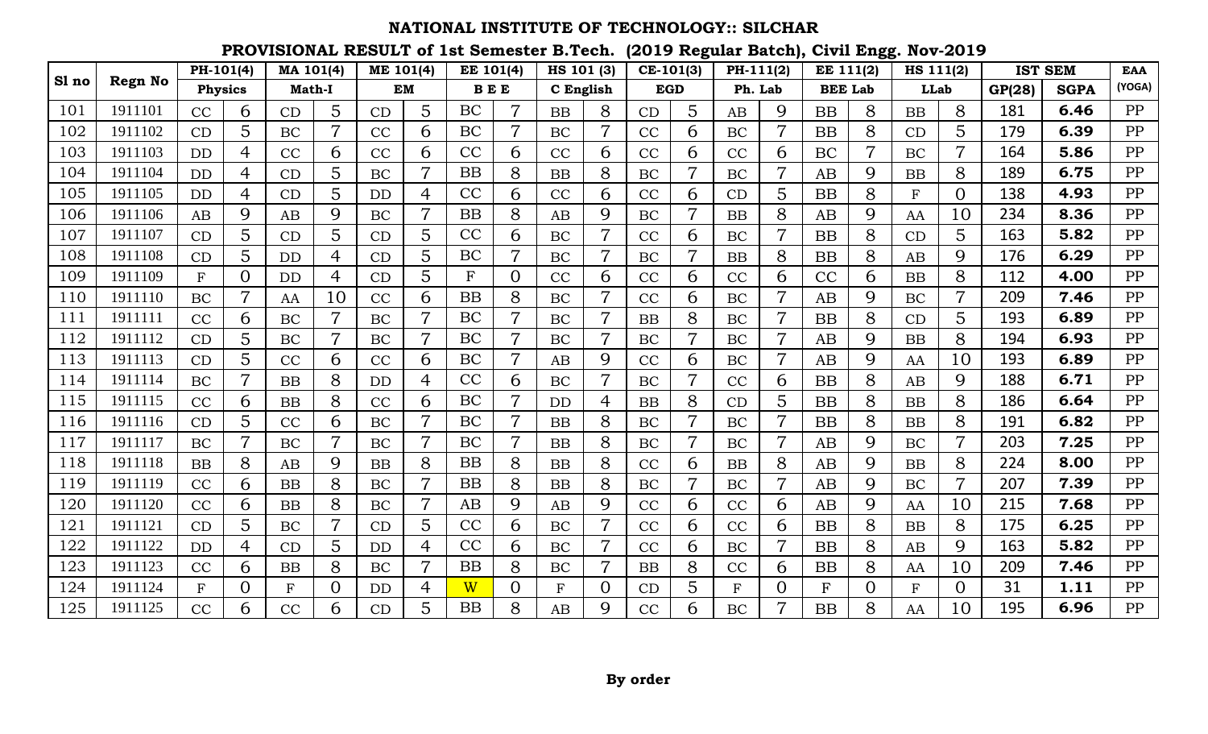# NATIONAL INSTITUTE OF TECHNOLOGY:: SILCHAR

## PROVISIONAL RESULT of 1st Semester B.Tech. (2019 Regular Batch), Civil Engg. Nov-2019

| Sl no | Regn No | PH-101(4) | | MA 101(4) | | ME 101(4) | | EE 101(4) | | HS 101 (3) | | CE-101(3) | | PH-111(2) | | EE 111(2) | | HS 111(2) | | IST SEM | | EAA |
|---|---|---|---|---|---|---|---|---|---|---|---|---|---|---|---|---|---|---|---|---|---|---|
| | | Physics | | Math-I | | EM | | B E E | | C English | | EGD | | Ph. Lab | | BEE Lab | | LLab | | GP(28) | SGPA | (YOGA) |
| 101 | 1911101 | CC | 6 | CD | 5 | CD | 5 | BC | 7 | BB | 8 | CD | 5 | AB | 9 | BB | 8 | BB | 8 | 181 | **6.46** | PP |
| 102 | 1911102 | CD | 5 | BC | 7 | CC | 6 | BC | 7 | BC | 7 | CC | 6 | BC | 7 | BB | 8 | CD | 5 | 179 | **6.39** | PP |
| 103 | 1911103 | DD | 4 | CC | 6 | CC | 6 | CC | 6 | CC | 6 | CC | 6 | CC | 6 | BC | 7 | BC | 7 | 164 | **5.86** | PP |
| 104 | 1911104 | DD | 4 | CD | 5 | BC | 7 | BB | 8 | BB | 8 | BC | 7 | BC | 7 | AB | 9 | BB | 8 | 189 | **6.75** | PP |
| 105 | 1911105 | DD | 4 | CD | 5 | DD | 4 | CC | 6 | CC | 6 | CC | 6 | CD | 5 | BB | 8 | F | 0 | 138 | **4.93** | PP |
| 106 | 1911106 | AB | 9 | AB | 9 | BC | 7 | BB | 8 | AB | 9 | BC | 7 | BB | 8 | AB | 9 | AA | 10 | 234 | **8.36** | PP |
| 107 | 1911107 | CD | 5 | CD | 5 | CD | 5 | CC | 6 | BC | 7 | CC | 6 | BC | 7 | BB | 8 | CD | 5 | 163 | **5.82** | PP |
| 108 | 1911108 | CD | 5 | DD | 4 | CD | 5 | BC | 7 | BC | 7 | BC | 7 | BB | 8 | BB | 8 | AB | 9 | 176 | **6.29** | PP |
| 109 | 1911109 | F | 0 | DD | 4 | CD | 5 | F | 0 | CC | 6 | CC | 6 | CC | 6 | CC | 6 | BB | 8 | 112 | **4.00** | PP |
| 110 | 1911110 | BC | 7 | AA | 10 | CC | 6 | BB | 8 | BC | 7 | CC | 6 | BC | 7 | AB | 9 | BC | 7 | 209 | **7.46** | PP |
| 111 | 1911111 | CC | 6 | BC | 7 | BC | 7 | BC | 7 | BC | 7 | BB | 8 | BC | 7 | BB | 8 | CD | 5 | 193 | **6.89** | PP |
| 112 | 1911112 | CD | 5 | BC | 7 | BC | 7 | BC | 7 | BC | 7 | BC | 7 | BC | 7 | AB | 9 | BB | 8 | 194 | **6.93** | PP |
| 113 | 1911113 | CD | 5 | CC | 6 | CC | 6 | BC | 7 | AB | 9 | CC | 6 | BC | 7 | AB | 9 | AA | 10 | 193 | **6.89** | PP |
| 114 | 1911114 | BC | 7 | BB | 8 | DD | 4 | CC | 6 | BC | 7 | BC | 7 | CC | 6 | BB | 8 | AB | 9 | 188 | **6.71** | PP |
| 115 | 1911115 | CC | 6 | BB | 8 | CC | 6 | BC | 7 | DD | 4 | BB | 8 | CD | 5 | BB | 8 | BB | 8 | 186 | **6.64** | PP |
| 116 | 1911116 | CD | 5 | CC | 6 | BC | 7 | BC | 7 | BB | 8 | BC | 7 | BC | 7 | BB | 8 | BB | 8 | 191 | **6.82** | PP |
| 117 | 1911117 | BC | 7 | BC | 7 | BC | 7 | BC | 7 | BB | 8 | BC | 7 | BC | 7 | AB | 9 | BC | 7 | 203 | **7.25** | PP |
| 118 | 1911118 | BB | 8 | AB | 9 | BB | 8 | BB | 8 | BB | 8 | CC | 6 | BB | 8 | AB | 9 | BB | 8 | 224 | **8.00** | PP |
| 119 | 1911119 | CC | 6 | BB | 8 | BC | 7 | BB | 8 | BB | 8 | BC | 7 | BC | 7 | AB | 9 | BC | 7 | 207 | **7.39** | PP |
| 120 | 1911120 | CC | 6 | BB | 8 | BC | 7 | AB | 9 | AB | 9 | CC | 6 | CC | 6 | AB | 9 | AA | 10 | 215 | **7.68** | PP |
| 121 | 1911121 | CD | 5 | BC | 7 | CD | 5 | CC | 6 | BC | 7 | CC | 6 | CC | 6 | BB | 8 | BB | 8 | 175 | **6.25** | PP |
| 122 | 1911122 | DD | 4 | CD | 5 | DD | 4 | CC | 6 | BC | 7 | CC | 6 | BC | 7 | BB | 8 | AB | 9 | 163 | **5.82** | PP |
| 123 | 1911123 | CC | 6 | BB | 8 | BC | 7 | BB | 8 | BC | 7 | BB | 8 | CC | 6 | BB | 8 | AA | 10 | 209 | **7.46** | PP |
| 124 | 1911124 | F | 0 | F | 0 | DD | 4 | W | 0 | F | 0 | CD | 5 | F | 0 | F | 0 | F | 0 | 31 | **1.11** | PP |
| 125 | 1911125 | CC | 6 | CC | 6 | CD | 5 | BB | 8 | AB | 9 | CC | 6 | BC | 7 | BB | 8 | AA | 10 | 195 | **6.96** | PP |

**By order**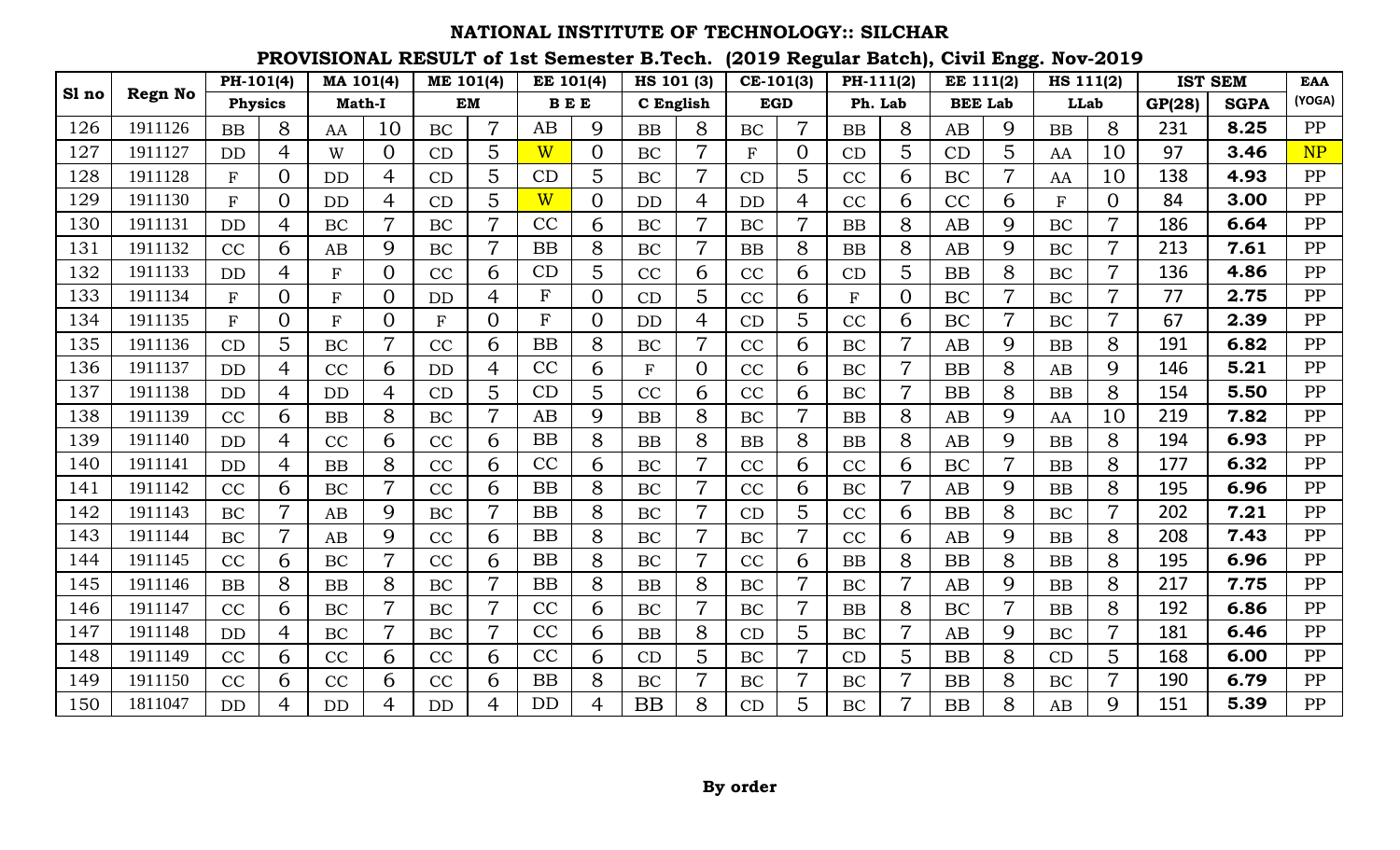# NATIONAL INSTITUTE OF TECHNOLOGY:: SILCHAR

## PROVISIONAL RESULT of 1st Semester B.Tech. (2019 Regular Batch), Civil Engg. Nov-2019

| Sl no | Regn No | PH-101(4) | | MA 101(4) | | ME 101(4) | | EE 101(4) | | HS 101 (3) | | CE-101(3) | | PH-111(2) | | EE 111(2) | | HS 111(2) | | IST SEM | | EAA |
|---|---|---|---|---|---|---|---|---|---|---|---|---|---|---|---|---|---|---|---|---|---|---|
| | | Physics | | Math-I | | EM | | B E E | | C English | | EGD | | Ph. Lab | | BEE Lab | | LLab | | GP(28) | SGPA | (YOGA) |
| 126 | 1911126 | BB | 8 | AA | 10 | BC | 7 | AB | 9 | BB | 8 | BC | 7 | BB | 8 | AB | 9 | BB | 8 | 231 | 8.25 | PP |
| 127 | 1911127 | DD | 4 | W | 0 | CD | 5 | W | 0 | BC | 7 | F | 0 | CD | 5 | CD | 5 | AA | 10 | 97 | 3.46 | NP |
| 128 | 1911128 | F | 0 | DD | 4 | CD | 5 | CD | 5 | BC | 7 | CD | 5 | CC | 6 | BC | 7 | AA | 10 | 138 | 4.93 | PP |
| 129 | 1911130 | F | 0 | DD | 4 | CD | 5 | W | 0 | DD | 4 | DD | 4 | CC | 6 | CC | 6 | F | 0 | 84 | 3.00 | PP |
| 130 | 1911131 | DD | 4 | BC | 7 | BC | 7 | CC | 6 | BC | 7 | BC | 7 | BB | 8 | AB | 9 | BC | 7 | 186 | 6.64 | PP |
| 131 | 1911132 | CC | 6 | AB | 9 | BC | 7 | BB | 8 | BC | 7 | BB | 8 | BB | 8 | AB | 9 | BC | 7 | 213 | 7.61 | PP |
| 132 | 1911133 | DD | 4 | F | 0 | CC | 6 | CD | 5 | CC | 6 | CC | 6 | CD | 5 | BB | 8 | BC | 7 | 136 | 4.86 | PP |
| 133 | 1911134 | F | 0 | F | 0 | DD | 4 | F | 0 | CD | 5 | CC | 6 | F | 0 | BC | 7 | BC | 7 | 77 | 2.75 | PP |
| 134 | 1911135 | F | 0 | F | 0 | F | 0 | F | 0 | DD | 4 | CD | 5 | CC | 6 | BC | 7 | BC | 7 | 67 | 2.39 | PP |
| 135 | 1911136 | CD | 5 | BC | 7 | CC | 6 | BB | 8 | BC | 7 | CC | 6 | BC | 7 | AB | 9 | BB | 8 | 191 | 6.82 | PP |
| 136 | 1911137 | DD | 4 | CC | 6 | DD | 4 | CC | 6 | F | 0 | CC | 6 | BC | 7 | BB | 8 | AB | 9 | 146 | 5.21 | PP |
| 137 | 1911138 | DD | 4 | DD | 4 | CD | 5 | CD | 5 | CC | 6 | CC | 6 | BC | 7 | BB | 8 | BB | 8 | 154 | 5.50 | PP |
| 138 | 1911139 | CC | 6 | BB | 8 | BC | 7 | AB | 9 | BB | 8 | BC | 7 | BB | 8 | AB | 9 | AA | 10 | 219 | 7.82 | PP |
| 139 | 1911140 | DD | 4 | CC | 6 | CC | 6 | BB | 8 | BB | 8 | BB | 8 | BB | 8 | AB | 9 | BB | 8 | 194 | 6.93 | PP |
| 140 | 1911141 | DD | 4 | BB | 8 | CC | 6 | CC | 6 | BC | 7 | CC | 6 | CC | 6 | BC | 7 | BB | 8 | 177 | 6.32 | PP |
| 141 | 1911142 | CC | 6 | BC | 7 | CC | 6 | BB | 8 | BC | 7 | CC | 6 | BC | 7 | AB | 9 | BB | 8 | 195 | 6.96 | PP |
| 142 | 1911143 | BC | 7 | AB | 9 | BC | 7 | BB | 8 | BC | 7 | CD | 5 | CC | 6 | BB | 8 | BC | 7 | 202 | 7.21 | PP |
| 143 | 1911144 | BC | 7 | AB | 9 | CC | 6 | BB | 8 | BC | 7 | BC | 7 | CC | 6 | AB | 9 | BB | 8 | 208 | 7.43 | PP |
| 144 | 1911145 | CC | 6 | BC | 7 | CC | 6 | BB | 8 | BC | 7 | CC | 6 | BB | 8 | BB | 8 | BB | 8 | 195 | 6.96 | PP |
| 145 | 1911146 | BB | 8 | BB | 8 | BC | 7 | BB | 8 | BB | 8 | BC | 7 | BC | 7 | AB | 9 | BB | 8 | 217 | 7.75 | PP |
| 146 | 1911147 | CC | 6 | BC | 7 | BC | 7 | CC | 6 | BC | 7 | BC | 7 | BB | 8 | BC | 7 | BB | 8 | 192 | 6.86 | PP |
| 147 | 1911148 | DD | 4 | BC | 7 | BC | 7 | CC | 6 | BB | 8 | CD | 5 | BC | 7 | AB | 9 | BC | 7 | 181 | 6.46 | PP |
| 148 | 1911149 | CC | 6 | CC | 6 | CC | 6 | CC | 6 | CD | 5 | BC | 7 | CD | 5 | BB | 8 | CD | 5 | 168 | 6.00 | PP |
| 149 | 1911150 | CC | 6 | CC | 6 | CC | 6 | BB | 8 | BC | 7 | BC | 7 | BC | 7 | BB | 8 | BC | 7 | 190 | 6.79 | PP |
| 150 | 1811047 | DD | 4 | DD | 4 | DD | 4 | DD | 4 | BB | 8 | CD | 5 | BC | 7 | BB | 8 | AB | 9 | 151 | 5.39 | PP |

**By order**